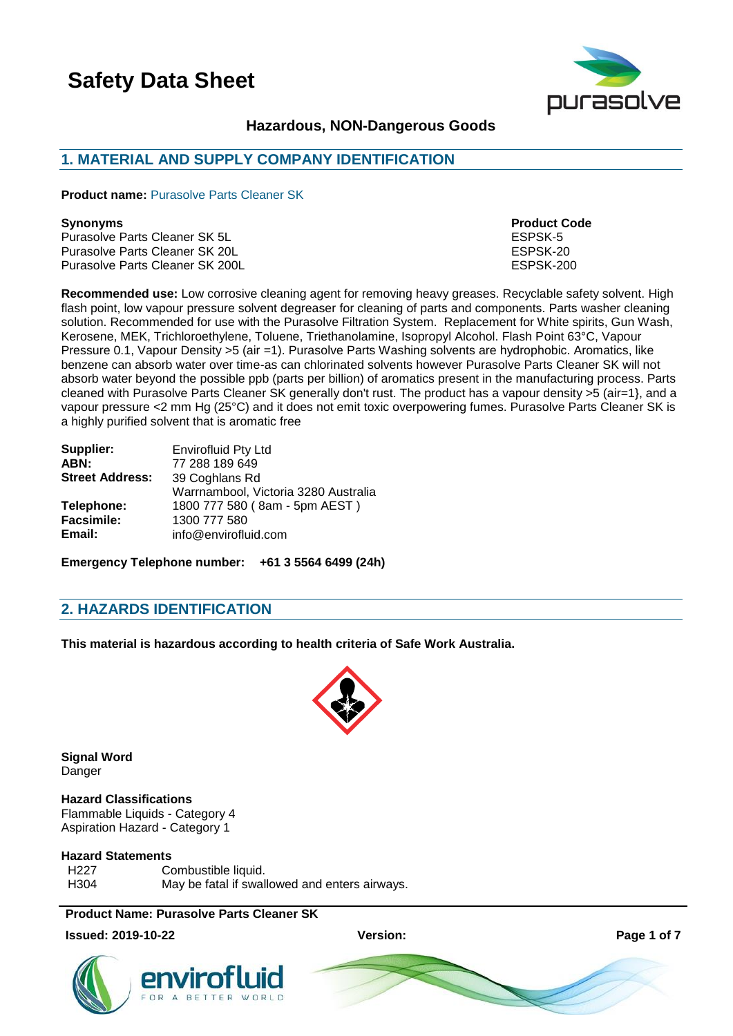# Safety Data Sheet

**Hazardous, NON-Dangerous Goods**

## 1. MATERIAL AND SUPPLY COMPANY IDENTIFICATION

**Product name:** Purasolve Parts Cleaner SK

| **Synonyms** | **Product Code** |
|---|---|
| Purasolve Parts Cleaner SK 5L | ESPSK-5 |
| Purasolve Parts Cleaner SK 20L | ESPSK-20 |
| Purasolve Parts Cleaner SK 200L | ESPSK-200 |

**Recommended use:** Low corrosive cleaning agent for removing heavy greases. Recyclable safety solvent. High flash point, low vapour pressure solvent degreaser for cleaning of parts and components. Parts washer cleaning solution. Recommended for use with the Purasolve Filtration System. Replacement for White spirits, Gun Wash, Kerosene, MEK, Trichloroethylene, Toluene, Triethanolamine, Isopropyl Alcohol. Flash Point 63°C, Vapour Pressure 0.1, Vapour Density >5 (air =1). Purasolve Parts Washing solvents are hydrophobic. Aromatics, like benzene can absorb water over time-as can chlorinated solvents however Purasolve Parts Cleaner SK will not absorb water beyond the possible ppb (parts per billion) of aromatics present in the manufacturing process. Parts cleaned with Purasolve Parts Cleaner SK generally don't rust. The product has a vapour density >5 (air=1}, and a vapour pressure <2 mm Hg (25°C) and it does not emit toxic overpowering fumes. Purasolve Parts Cleaner SK is a highly purified solvent that is aromatic free

| | |
|---|---|
| **Supplier:** | Envirofluid Pty Ltd |
| **ABN:** | 77 288 189 649 |
| **Street Address:** | 39 Coghlans Rd<br>Warrnambool, Victoria 3280 Australia |
| **Telephone:** | 1800 777 580 ( 8am - 5pm AEST ) |
| **Facsimile:** | 1300 777 580 |
| **Email:** | info@envirofluid.com |

**Emergency Telephone number: +61 3 5564 6499 (24h)**

## 2. HAZARDS IDENTIFICATION

**This material is hazardous according to health criteria of Safe Work Australia.**

**Signal Word**
Danger

**Hazard Classifications**
Flammable Liquids - Category 4
Aspiration Hazard - Category 1

**Hazard Statements**

| | |
|---|---|
| H227 | Combustible liquid. |
| H304 | May be fatal if swallowed and enters airways. |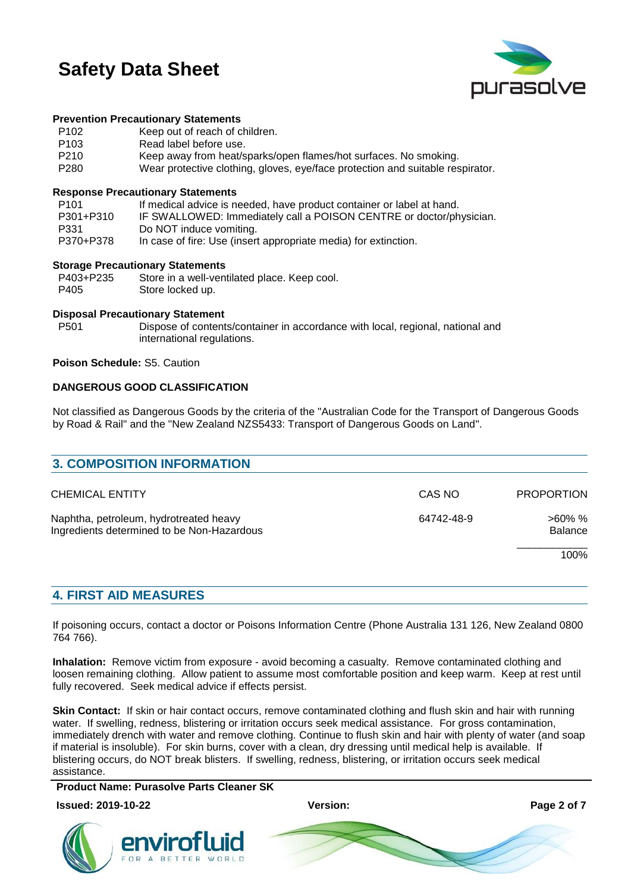**Prevention Precautionary Statements**

| | |
|---|---|
| P102 | Keep out of reach of children. |
| P103 | Read label before use. |
| P210 | Keep away from heat/sparks/open flames/hot surfaces. No smoking. |
| P280 | Wear protective clothing, gloves, eye/face protection and suitable respirator. |

**Response Precautionary Statements**

| | |
|---|---|
| P101 | If medical advice is needed, have product container or label at hand. |
| P301+P310 | IF SWALLOWED: Immediately call a POISON CENTRE or doctor/physician. |
| P331 | Do NOT induce vomiting. |
| P370+P378 | In case of fire: Use (insert appropriate media) for extinction. |

**Storage Precautionary Statements**

| | |
|---|---|
| P403+P235 | Store in a well-ventilated place. Keep cool. |
| P405 | Store locked up. |

**Disposal Precautionary Statement**

| | |
|---|---|
| P501 | Dispose of contents/container in accordance with local, regional, national and international regulations. |

**Poison Schedule:** S5. Caution

**DANGEROUS GOOD CLASSIFICATION**

Not classified as Dangerous Goods by the criteria of the "Australian Code for the Transport of Dangerous Goods by Road & Rail" and the "New Zealand NZS5433: Transport of Dangerous Goods on Land".

## 3. COMPOSITION INFORMATION

| CHEMICAL ENTITY | CAS NO | PROPORTION |
|---|---|---|
| Naphtha, petroleum, hydrotreated heavy | 64742-48-9 | >60% % |
| Ingredients determined to be Non-Hazardous | | Balance |
| | | 100% |

## 4. FIRST AID MEASURES

If poisoning occurs, contact a doctor or Poisons Information Centre (Phone Australia 131 126, New Zealand 0800 764 766).

**Inhalation:** Remove victim from exposure - avoid becoming a casualty. Remove contaminated clothing and loosen remaining clothing. Allow patient to assume most comfortable position and keep warm. Keep at rest until fully recovered. Seek medical advice if effects persist.

**Skin Contact:** If skin or hair contact occurs, remove contaminated clothing and flush skin and hair with running water. If swelling, redness, blistering or irritation occurs seek medical assistance. For gross contamination, immediately drench with water and remove clothing. Continue to flush skin and hair with plenty of water (and soap if material is insoluble). For skin burns, cover with a clean, dry dressing until medical help is available. If blistering occurs, do NOT break blisters. If swelling, redness, blistering, or irritation occurs seek medical assistance.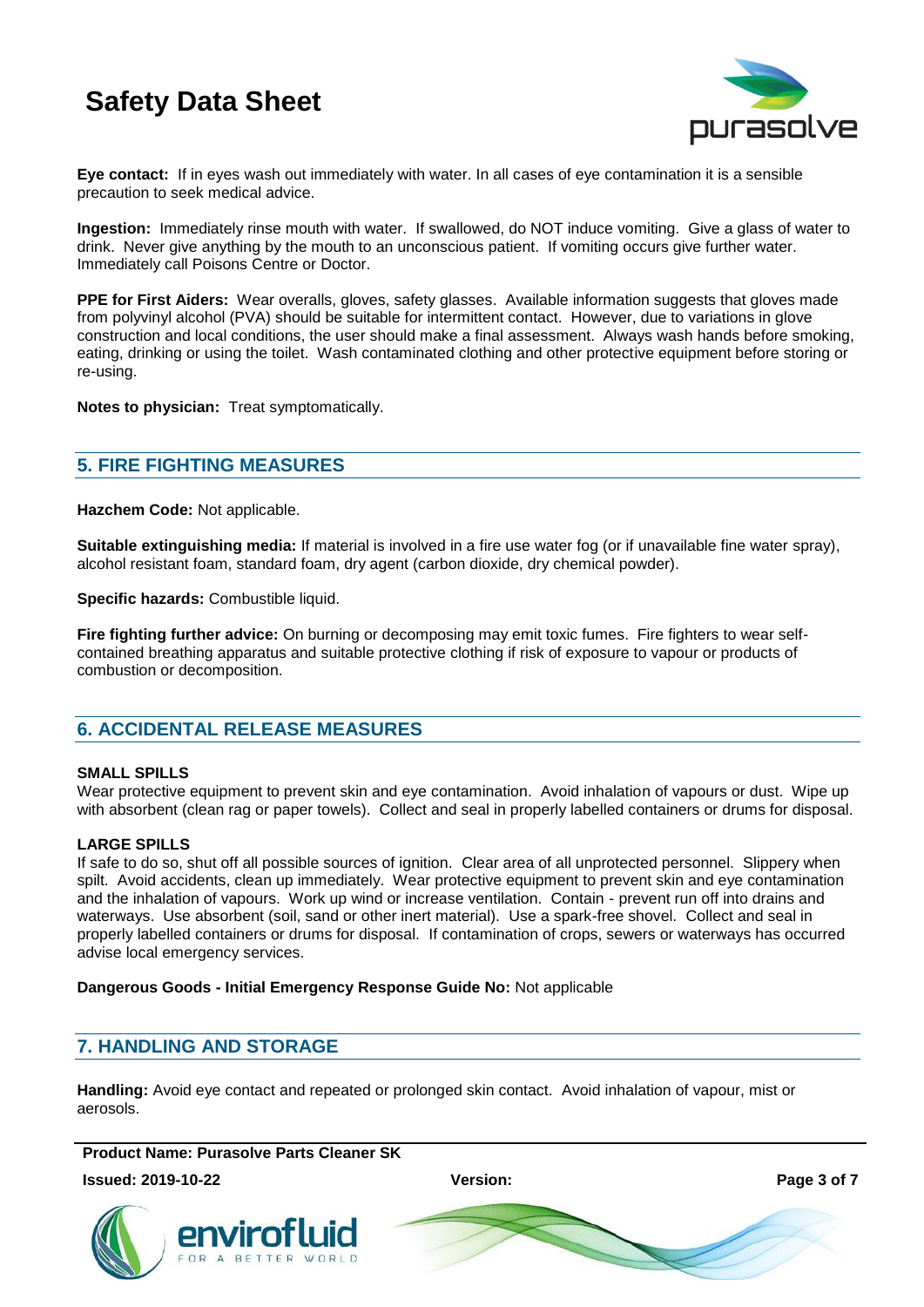**Eye contact:** If in eyes wash out immediately with water. In all cases of eye contamination it is a sensible precaution to seek medical advice.

**Ingestion:** Immediately rinse mouth with water. If swallowed, do NOT induce vomiting. Give a glass of water to drink. Never give anything by the mouth to an unconscious patient. If vomiting occurs give further water. Immediately call Poisons Centre or Doctor.

**PPE for First Aiders:** Wear overalls, gloves, safety glasses. Available information suggests that gloves made from polyvinyl alcohol (PVA) should be suitable for intermittent contact. However, due to variations in glove construction and local conditions, the user should make a final assessment. Always wash hands before smoking, eating, drinking or using the toilet. Wash contaminated clothing and other protective equipment before storing or re-using.

**Notes to physician:** Treat symptomatically.

## 5. FIRE FIGHTING MEASURES

**Hazchem Code:** Not applicable.

**Suitable extinguishing media:** If material is involved in a fire use water fog (or if unavailable fine water spray), alcohol resistant foam, standard foam, dry agent (carbon dioxide, dry chemical powder).

**Specific hazards:** Combustible liquid.

**Fire fighting further advice:** On burning or decomposing may emit toxic fumes. Fire fighters to wear self-contained breathing apparatus and suitable protective clothing if risk of exposure to vapour or products of combustion or decomposition.

## 6. ACCIDENTAL RELEASE MEASURES

**SMALL SPILLS**

Wear protective equipment to prevent skin and eye contamination. Avoid inhalation of vapours or dust. Wipe up with absorbent (clean rag or paper towels). Collect and seal in properly labelled containers or drums for disposal.

**LARGE SPILLS**

If safe to do so, shut off all possible sources of ignition. Clear area of all unprotected personnel. Slippery when spilt. Avoid accidents, clean up immediately. Wear protective equipment to prevent skin and eye contamination and the inhalation of vapours. Work up wind or increase ventilation. Contain - prevent run off into drains and waterways. Use absorbent (soil, sand or other inert material). Use a spark-free shovel. Collect and seal in properly labelled containers or drums for disposal. If contamination of crops, sewers or waterways has occurred advise local emergency services.

**Dangerous Goods - Initial Emergency Response Guide No:** Not applicable

## 7. HANDLING AND STORAGE

**Handling:** Avoid eye contact and repeated or prolonged skin contact. Avoid inhalation of vapour, mist or aerosols.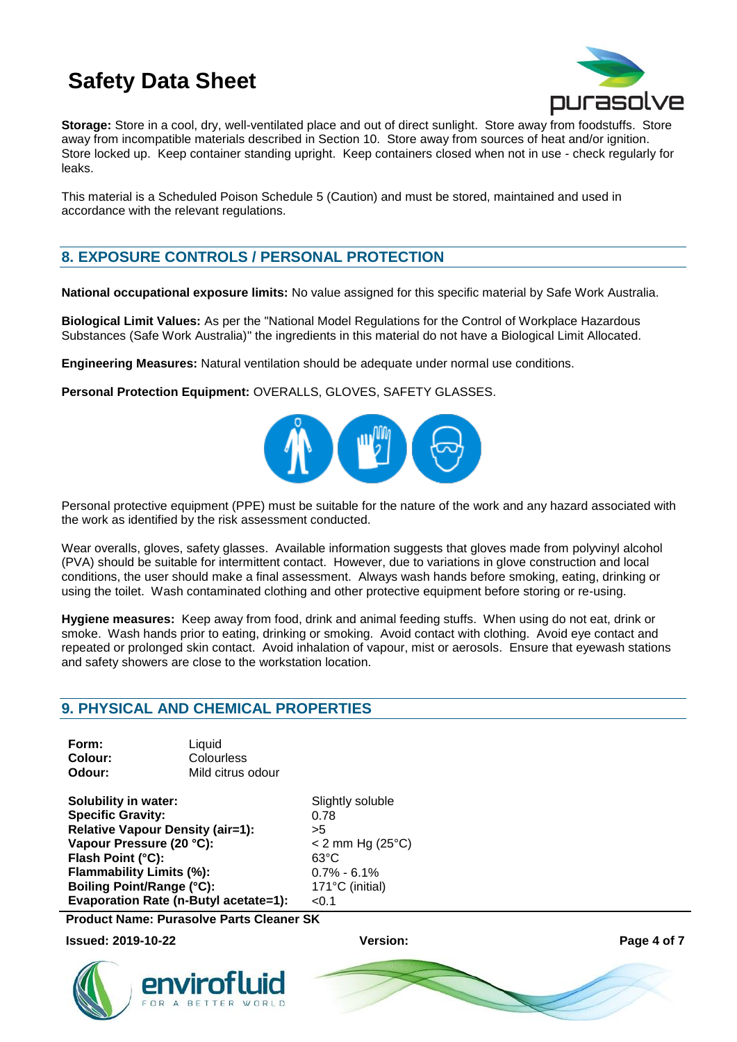**Storage:** Store in a cool, dry, well-ventilated place and out of direct sunlight. Store away from foodstuffs. Store away from incompatible materials described in Section 10. Store away from sources of heat and/or ignition. Store locked up. Keep container standing upright. Keep containers closed when not in use - check regularly for leaks.

This material is a Scheduled Poison Schedule 5 (Caution) and must be stored, maintained and used in accordance with the relevant regulations.

## 8. EXPOSURE CONTROLS / PERSONAL PROTECTION

**National occupational exposure limits:** No value assigned for this specific material by Safe Work Australia.

**Biological Limit Values:** As per the "National Model Regulations for the Control of Workplace Hazardous Substances (Safe Work Australia)" the ingredients in this material do not have a Biological Limit Allocated.

**Engineering Measures:** Natural ventilation should be adequate under normal use conditions.

**Personal Protection Equipment:** OVERALLS, GLOVES, SAFETY GLASSES.

Personal protective equipment (PPE) must be suitable for the nature of the work and any hazard associated with the work as identified by the risk assessment conducted.

Wear overalls, gloves, safety glasses. Available information suggests that gloves made from polyvinyl alcohol (PVA) should be suitable for intermittent contact. However, due to variations in glove construction and local conditions, the user should make a final assessment. Always wash hands before smoking, eating, drinking or using the toilet. Wash contaminated clothing and other protective equipment before storing or re-using.

**Hygiene measures:** Keep away from food, drink and animal feeding stuffs. When using do not eat, drink or smoke. Wash hands prior to eating, drinking or smoking. Avoid contact with clothing. Avoid eye contact and repeated or prolonged skin contact. Avoid inhalation of vapour, mist or aerosols. Ensure that eyewash stations and safety showers are close to the workstation location.

## 9. PHYSICAL AND CHEMICAL PROPERTIES

**Form:** Liquid
**Colour:** Colourless
**Odour:** Mild citrus odour

| | |
|---|---|
| **Solubility in water:** | Slightly soluble |
| **Specific Gravity:** | 0.78 |
| **Relative Vapour Density (air=1):** | >5 |
| **Vapour Pressure (20 °C):** | < 2 mm Hg (25°C) |
| **Flash Point (°C):** | 63°C |
| **Flammability Limits (%):** | 0.7% - 6.1% |
| **Boiling Point/Range (°C):** | 171°C (initial) |
| **Evaporation Rate (n-Butyl acetate=1):** | <0.1 |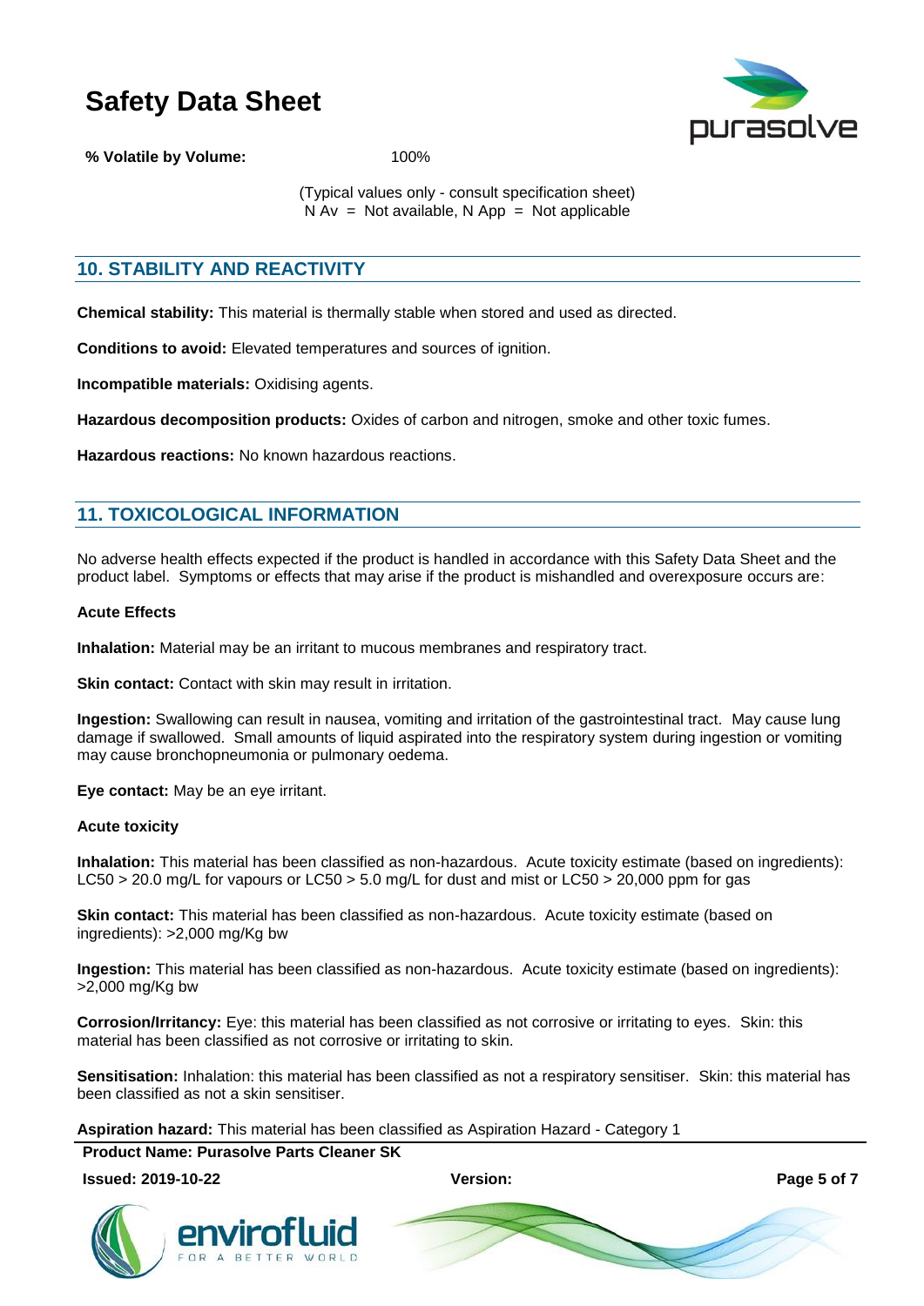**% Volatile by Volume:** 100%

(Typical values only - consult specification sheet)
N Av = Not available, N App = Not applicable

## 10. STABILITY AND REACTIVITY

**Chemical stability:** This material is thermally stable when stored and used as directed.

**Conditions to avoid:** Elevated temperatures and sources of ignition.

**Incompatible materials:** Oxidising agents.

**Hazardous decomposition products:** Oxides of carbon and nitrogen, smoke and other toxic fumes.

**Hazardous reactions:** No known hazardous reactions.

## 11. TOXICOLOGICAL INFORMATION

No adverse health effects expected if the product is handled in accordance with this Safety Data Sheet and the product label. Symptoms or effects that may arise if the product is mishandled and overexposure occurs are:

**Acute Effects**

**Inhalation:** Material may be an irritant to mucous membranes and respiratory tract.

**Skin contact:** Contact with skin may result in irritation.

**Ingestion:** Swallowing can result in nausea, vomiting and irritation of the gastrointestinal tract. May cause lung damage if swallowed. Small amounts of liquid aspirated into the respiratory system during ingestion or vomiting may cause bronchopneumonia or pulmonary oedema.

**Eye contact:** May be an eye irritant.

**Acute toxicity**

**Inhalation:** This material has been classified as non-hazardous. Acute toxicity estimate (based on ingredients): LC50 > 20.0 mg/L for vapours or LC50 > 5.0 mg/L for dust and mist or LC50 > 20,000 ppm for gas

**Skin contact:** This material has been classified as non-hazardous. Acute toxicity estimate (based on ingredients): >2,000 mg/Kg bw

**Ingestion:** This material has been classified as non-hazardous. Acute toxicity estimate (based on ingredients): >2,000 mg/Kg bw

**Corrosion/Irritancy:** Eye: this material has been classified as not corrosive or irritating to eyes. Skin: this material has been classified as not corrosive or irritating to skin.

**Sensitisation:** Inhalation: this material has been classified as not a respiratory sensitiser. Skin: this material has been classified as not a skin sensitiser.

**Aspiration hazard:** This material has been classified as Aspiration Hazard - Category 1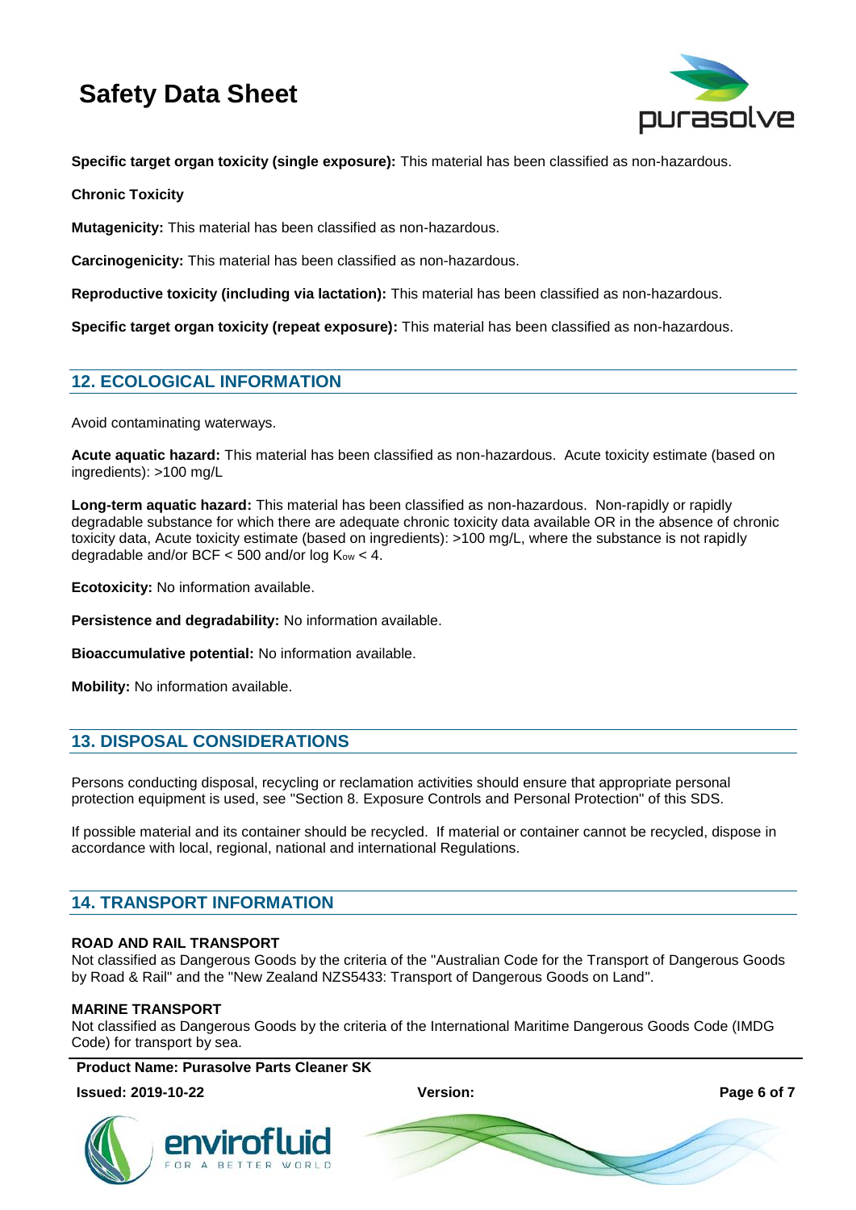**Specific target organ toxicity (single exposure):** This material has been classified as non-hazardous.

**Chronic Toxicity**

**Mutagenicity:** This material has been classified as non-hazardous.

**Carcinogenicity:** This material has been classified as non-hazardous.

**Reproductive toxicity (including via lactation):** This material has been classified as non-hazardous.

**Specific target organ toxicity (repeat exposure):** This material has been classified as non-hazardous.

## 12. ECOLOGICAL INFORMATION

Avoid contaminating waterways.

**Acute aquatic hazard:** This material has been classified as non-hazardous. Acute toxicity estimate (based on ingredients): >100 mg/L

**Long-term aquatic hazard:** This material has been classified as non-hazardous. Non-rapidly or rapidly degradable substance for which there are adequate chronic toxicity data available OR in the absence of chronic toxicity data, Acute toxicity estimate (based on ingredients): >100 mg/L, where the substance is not rapidly degradable and/or BCF < 500 and/or log $K_{ow}$ < 4.

**Ecotoxicity:** No information available.

**Persistence and degradability:** No information available.

**Bioaccumulative potential:** No information available.

**Mobility:** No information available.

## 13. DISPOSAL CONSIDERATIONS

Persons conducting disposal, recycling or reclamation activities should ensure that appropriate personal protection equipment is used, see "Section 8. Exposure Controls and Personal Protection" of this SDS.

If possible material and its container should be recycled. If material or container cannot be recycled, dispose in accordance with local, regional, national and international Regulations.

## 14. TRANSPORT INFORMATION

**ROAD AND RAIL TRANSPORT**

Not classified as Dangerous Goods by the criteria of the "Australian Code for the Transport of Dangerous Goods by Road & Rail" and the "New Zealand NZS5433: Transport of Dangerous Goods on Land".

**MARINE TRANSPORT**

Not classified as Dangerous Goods by the criteria of the International Maritime Dangerous Goods Code (IMDG Code) for transport by sea.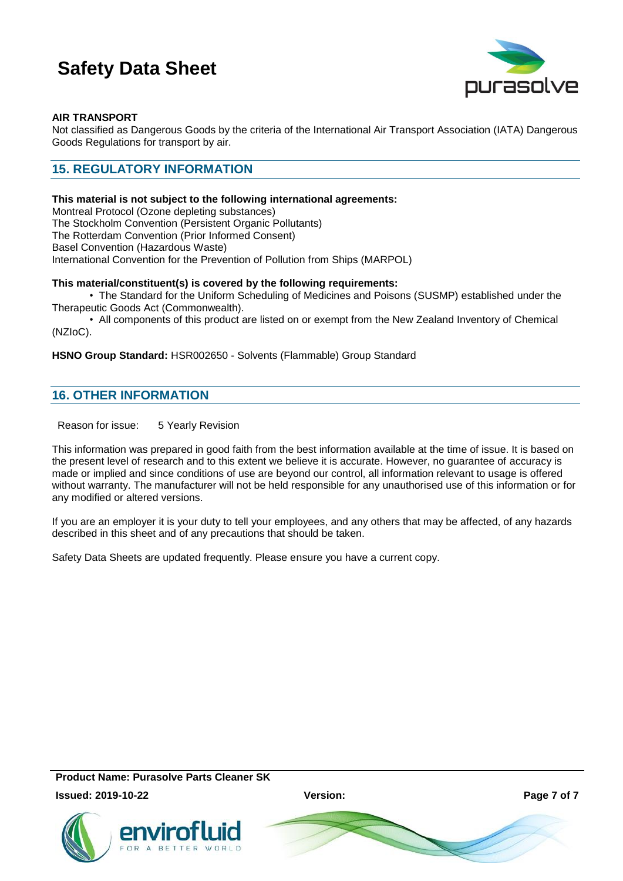**AIR TRANSPORT**

Not classified as Dangerous Goods by the criteria of the International Air Transport Association (IATA) Dangerous Goods Regulations for transport by air.

## 15. REGULATORY INFORMATION

**This material is not subject to the following international agreements:**

Montreal Protocol (Ozone depleting substances)
The Stockholm Convention (Persistent Organic Pollutants)
The Rotterdam Convention (Prior Informed Consent)
Basel Convention (Hazardous Waste)
International Convention for the Prevention of Pollution from Ships (MARPOL)

**This material/constituent(s) is covered by the following requirements:**

- The Standard for the Uniform Scheduling of Medicines and Poisons (SUSMP) established under the Therapeutic Goods Act (Commonwealth).
- All components of this product are listed on or exempt from the New Zealand Inventory of Chemical (NZIoC).

**HSNO Group Standard:** HSR002650 - Solvents (Flammable) Group Standard

## 16. OTHER INFORMATION

Reason for issue: 5 Yearly Revision

This information was prepared in good faith from the best information available at the time of issue. It is based on the present level of research and to this extent we believe it is accurate. However, no guarantee of accuracy is made or implied and since conditions of use are beyond our control, all information relevant to usage is offered without warranty. The manufacturer will not be held responsible for any unauthorised use of this information or for any modified or altered versions.

If you are an employer it is your duty to tell your employees, and any others that may be affected, of any hazards described in this sheet and of any precautions that should be taken.

Safety Data Sheets are updated frequently. Please ensure you have a current copy.

**Product Name: Purasolve Parts Cleaner SK**

**Issued: 2019-10-22** **Version:**